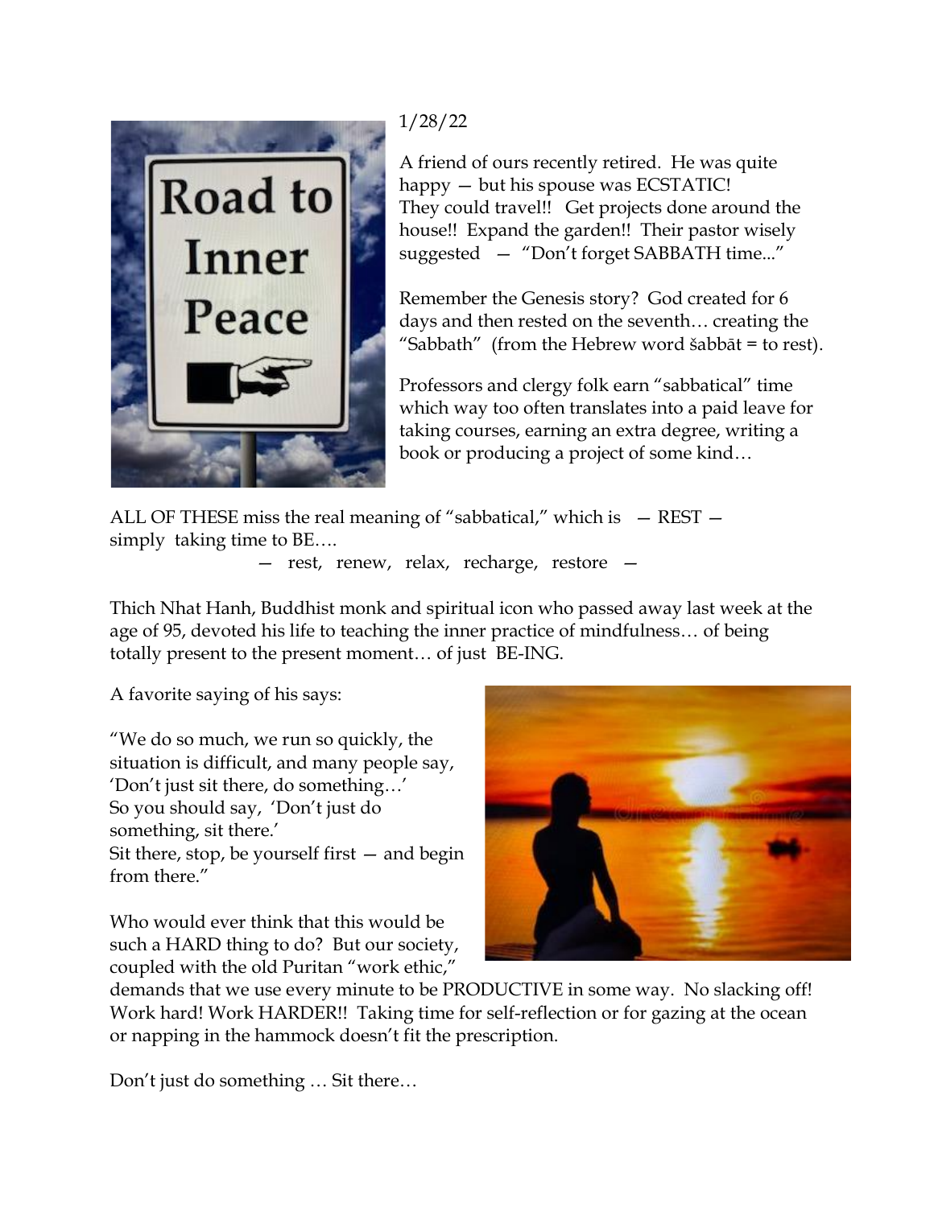1/28/22

A friend of ours recently retired. He was quite happy — but his spouse was ECSTATIC! They could travel!! Get projects done around the house!! Expand the garden!! Their pastor wisely suggested — "Don't forget SABBATH time..."

Remember the Genesis story? God created for 6 days and then rested on the seventh… creating the "Sabbath" (from the Hebrew word šabbāt = to rest).

Professors and clergy folk earn "sabbatical" time which way too often translates into a paid leave for taking courses, earning an extra degree, writing a book or producing a project of some kind…

ALL OF THESE miss the real meaning of "sabbatical," which is — REST — simply taking time to BE….

— rest, renew, relax, recharge, restore —

Thich Nhat Hanh, Buddhist monk and spiritual icon who passed away last week at the age of 95, devoted his life to teaching the inner practice of mindfulness… of being totally present to the present moment… of just BE-ING.

A favorite saying of his says:

"We do so much, we run so quickly, the situation is difficult, and many people say, 'Don't just sit there, do something…'
So you should say, 'Don't just do something, sit there.'
Sit there, stop, be yourself first — and begin from there."

Who would ever think that this would be such a HARD thing to do? But our society, coupled with the old Puritan "work ethic," demands that we use every minute to be PRODUCTIVE in some way. No slacking off! Work hard! Work HARDER!! Taking time for self-reflection or for gazing at the ocean or napping in the hammock doesn't fit the prescription.

Don't just do something … Sit there…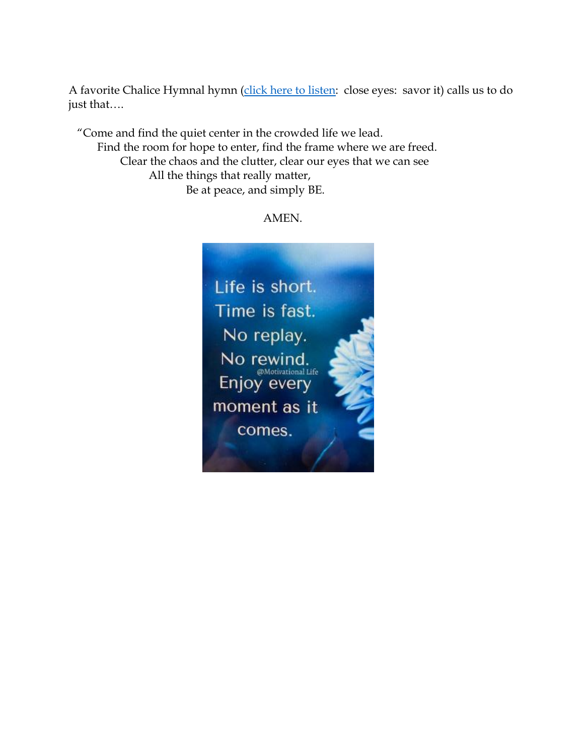A favorite Chalice Hymnal hymn (click here to listen: close eyes: savor it) calls us to do just that….

"Come and find the quiet center in the crowded life we lead.
Find the room for hope to enter, find the frame where we are freed.
Clear the chaos and the clutter, clear our eyes that we can see
All the things that really matter,
Be at peace, and simply BE.

AMEN.

Life is short.
Time is fast.
No replay.
No rewind.
@Motivational Life
Enjoy every
moment as it
comes.